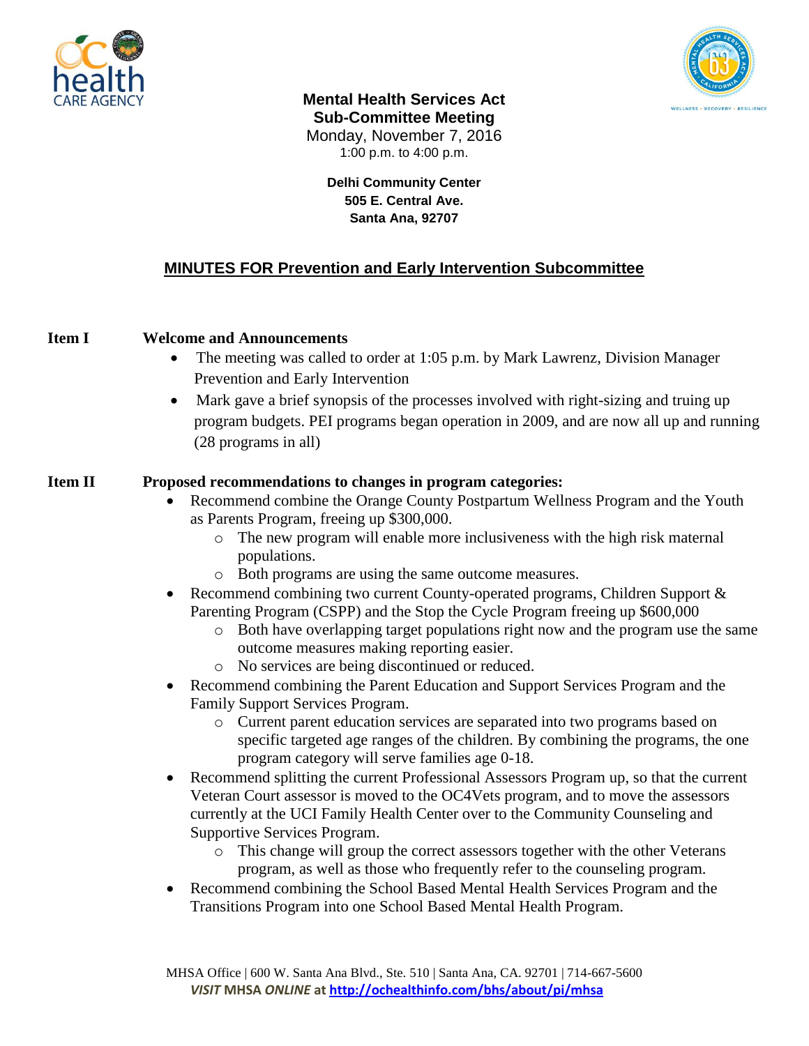**Mental Health Services Act**
**Sub-Committee Meeting**
Monday, November 7, 2016
1:00 p.m. to 4:00 p.m.

**Delhi Community Center**
**505 E. Central Ave.**
**Santa Ana, 92707**

## MINUTES FOR Prevention and Early Intervention Subcommittee

**Item I Welcome and Announcements**

- The meeting was called to order at 1:05 p.m. by Mark Lawrenz, Division Manager Prevention and Early Intervention
- Mark gave a brief synopsis of the processes involved with right-sizing and truing up program budgets. PEI programs began operation in 2009, and are now all up and running (28 programs in all)

**Item II Proposed recommendations to changes in program categories:**

- Recommend combine the Orange County Postpartum Wellness Program and the Youth as Parents Program, freeing up $300,000.
  - The new program will enable more inclusiveness with the high risk maternal populations.
  - Both programs are using the same outcome measures.
- Recommend combining two current County-operated programs, Children Support & Parenting Program (CSPP) and the Stop the Cycle Program freeing up $600,000
  - Both have overlapping target populations right now and the program use the same outcome measures making reporting easier.
  - No services are being discontinued or reduced.
- Recommend combining the Parent Education and Support Services Program and the Family Support Services Program.
  - Current parent education services are separated into two programs based on specific targeted age ranges of the children. By combining the programs, the one program category will serve families age 0-18.
- Recommend splitting the current Professional Assessors Program up, so that the current Veteran Court assessor is moved to the OC4Vets program, and to move the assessors currently at the UCI Family Health Center over to the Community Counseling and Supportive Services Program.
  - This change will group the correct assessors together with the other Veterans program, as well as those who frequently refer to the counseling program.
- Recommend combining the School Based Mental Health Services Program and the Transitions Program into one School Based Mental Health Program.

MHSA Office | 600 W. Santa Ana Blvd., Ste. 510 | Santa Ana, CA. 92701 | 714-667-5600
*VISIT* **MHSA** ***ONLINE*** **at** http://ochealthinfo.com/bhs/about/pi/mhsa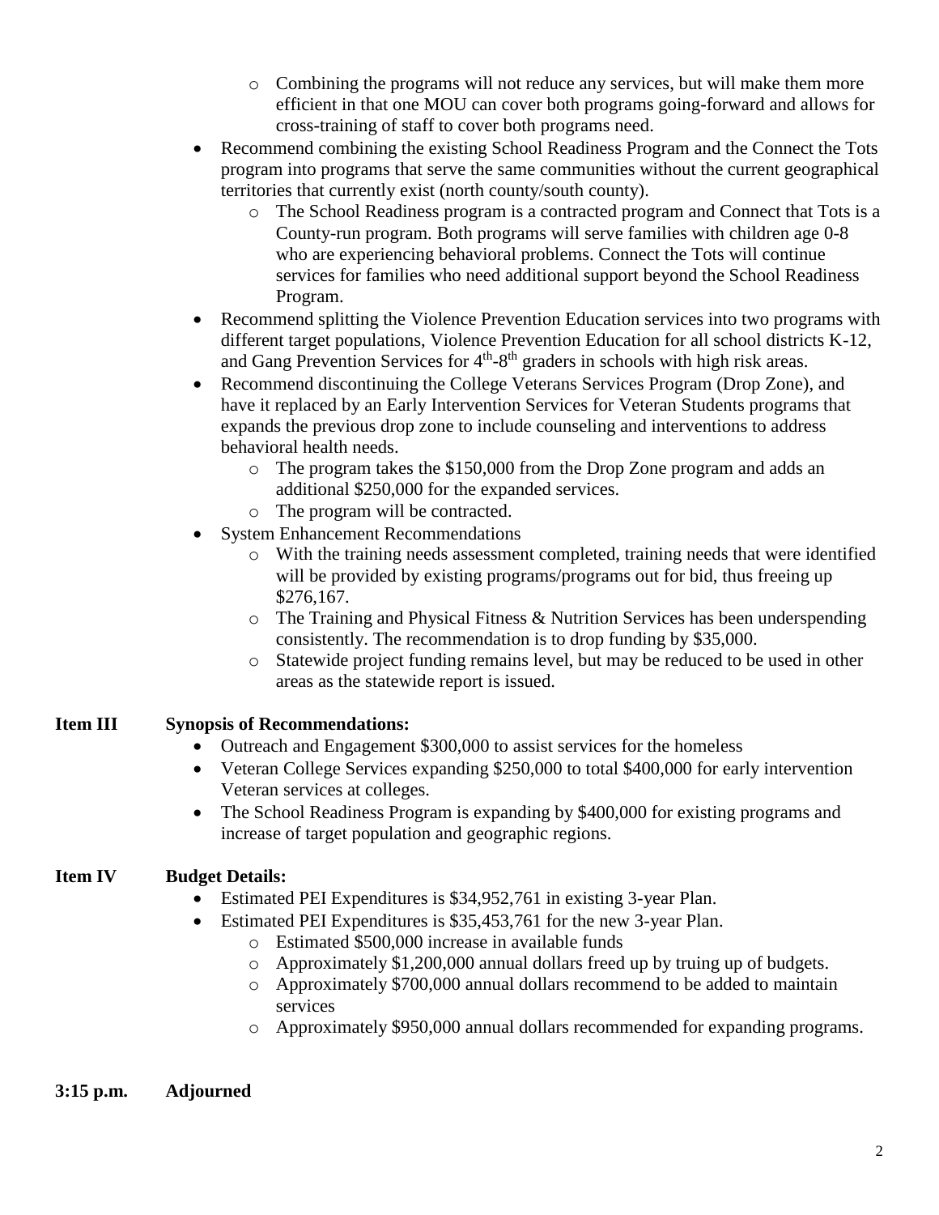- Combining the programs will not reduce any services, but will make them more efficient in that one MOU can cover both programs going-forward and allows for cross-training of staff to cover both programs need.
- Recommend combining the existing School Readiness Program and the Connect the Tots program into programs that serve the same communities without the current geographical territories that currently exist (north county/south county).
  - The School Readiness program is a contracted program and Connect that Tots is a County-run program. Both programs will serve families with children age 0-8 who are experiencing behavioral problems. Connect the Tots will continue services for families who need additional support beyond the School Readiness Program.
- Recommend splitting the Violence Prevention Education services into two programs with different target populations, Violence Prevention Education for all school districts K-12, and Gang Prevention Services for 4th-8th graders in schools with high risk areas.
- Recommend discontinuing the College Veterans Services Program (Drop Zone), and have it replaced by an Early Intervention Services for Veteran Students programs that expands the previous drop zone to include counseling and interventions to address behavioral health needs.
  - The program takes the $150,000 from the Drop Zone program and adds an additional $250,000 for the expanded services.
  - The program will be contracted.
- System Enhancement Recommendations
  - With the training needs assessment completed, training needs that were identified will be provided by existing programs/programs out for bid, thus freeing up $276,167.
  - The Training and Physical Fitness & Nutrition Services has been underspending consistently. The recommendation is to drop funding by $35,000.
  - Statewide project funding remains level, but may be reduced to be used in other areas as the statewide report is issued.

**Item III** **Synopsis of Recommendations:**

- Outreach and Engagement $300,000 to assist services for the homeless
- Veteran College Services expanding $250,000 to total $400,000 for early intervention Veteran services at colleges.
- The School Readiness Program is expanding by $400,000 for existing programs and increase of target population and geographic regions.

**Item IV** **Budget Details:**

- Estimated PEI Expenditures is $34,952,761 in existing 3-year Plan.
- Estimated PEI Expenditures is $35,453,761 for the new 3-year Plan.
  - Estimated $500,000 increase in available funds
  - Approximately $1,200,000 annual dollars freed up by truing up of budgets.
  - Approximately $700,000 annual dollars recommend to be added to maintain services
  - Approximately $950,000 annual dollars recommended for expanding programs.

**3:15 p.m.** **Adjourned**